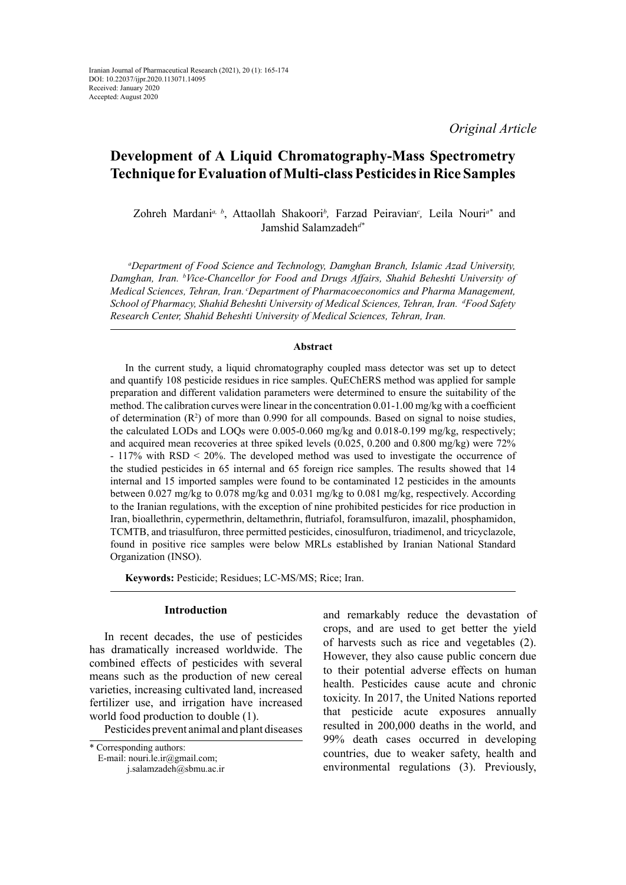Iranian Journal of Pharmaceutical Research (2021), 20 (1): 165-174
DOI: 10.22037/ijpr.2020.113071.14095
Received: January 2020
Accepted: August 2020

*Original Article*

# Development of A Liquid Chromatography-Mass Spectrometry Technique for Evaluation of Multi-class Pesticides in Rice Samples

Zohreh Mardani[a, b], Attaollah Shakoori[b], Farzad Peiravian[c], Leila Nouri[a*] and Jamshid Salamzadeh[d*]

*[a]Department of Food Science and Technology, Damghan Branch, Islamic Azad University, Damghan, Iran. [b]Vice-Chancellor for Food and Drugs Affairs, Shahid Beheshti University of Medical Sciences, Tehran, Iran. [c]Department of Pharmacoeconomics and Pharma Management, School of Pharmacy, Shahid Beheshti University of Medical Sciences, Tehran, Iran. [d]Food Safety Research Center, Shahid Beheshti University of Medical Sciences, Tehran, Iran.*

### Abstract

In the current study, a liquid chromatography coupled mass detector was set up to detect and quantify 108 pesticide residues in rice samples. QuEChERS method was applied for sample preparation and different validation parameters were determined to ensure the suitability of the method. The calibration curves were linear in the concentration 0.01-1.00 mg/kg with a coefficient of determination ($R^2$) of more than 0.990 for all compounds. Based on signal to noise studies, the calculated LODs and LOQs were 0.005-0.060 mg/kg and 0.018-0.199 mg/kg, respectively; and acquired mean recoveries at three spiked levels (0.025, 0.200 and 0.800 mg/kg) were 72% - 117% with RSD < 20%. The developed method was used to investigate the occurrence of the studied pesticides in 65 internal and 65 foreign rice samples. The results showed that 14 internal and 15 imported samples were found to be contaminated 12 pesticides in the amounts between 0.027 mg/kg to 0.078 mg/kg and 0.031 mg/kg to 0.081 mg/kg, respectively. According to the Iranian regulations, with the exception of nine prohibited pesticides for rice production in Iran, bioallethrin, cypermethrin, deltamethrin, flutriafol, foramsulfuron, imazalil, phosphamidon, TCMTB, and triasulfuron, three permitted pesticides, cinosulfuron, triadimenol, and tricyclazole, found in positive rice samples were below MRLs established by Iranian National Standard Organization (INSO).

**Keywords:** Pesticide; Residues; LC-MS/MS; Rice; Iran.

## Introduction

In recent decades, the use of pesticides has dramatically increased worldwide. The combined effects of pesticides with several means such as the production of new cereal varieties, increasing cultivated land, increased fertilizer use, and irrigation have increased world food production to double (1).

Pesticides prevent animal and plant diseases and remarkably reduce the devastation of crops, and are used to get better the yield of harvests such as rice and vegetables (2). However, they also cause public concern due to their potential adverse effects on human health. Pesticides cause acute and chronic toxicity. In 2017, the United Nations reported that pesticide acute exposures annually resulted in 200,000 deaths in the world, and 99% death cases occurred in developing countries, due to weaker safety, health and environmental regulations (3). Previously,

\* Corresponding authors:
E-mail: nouri.le.ir@gmail.com;
j.salamzadeh@sbmu.ac.ir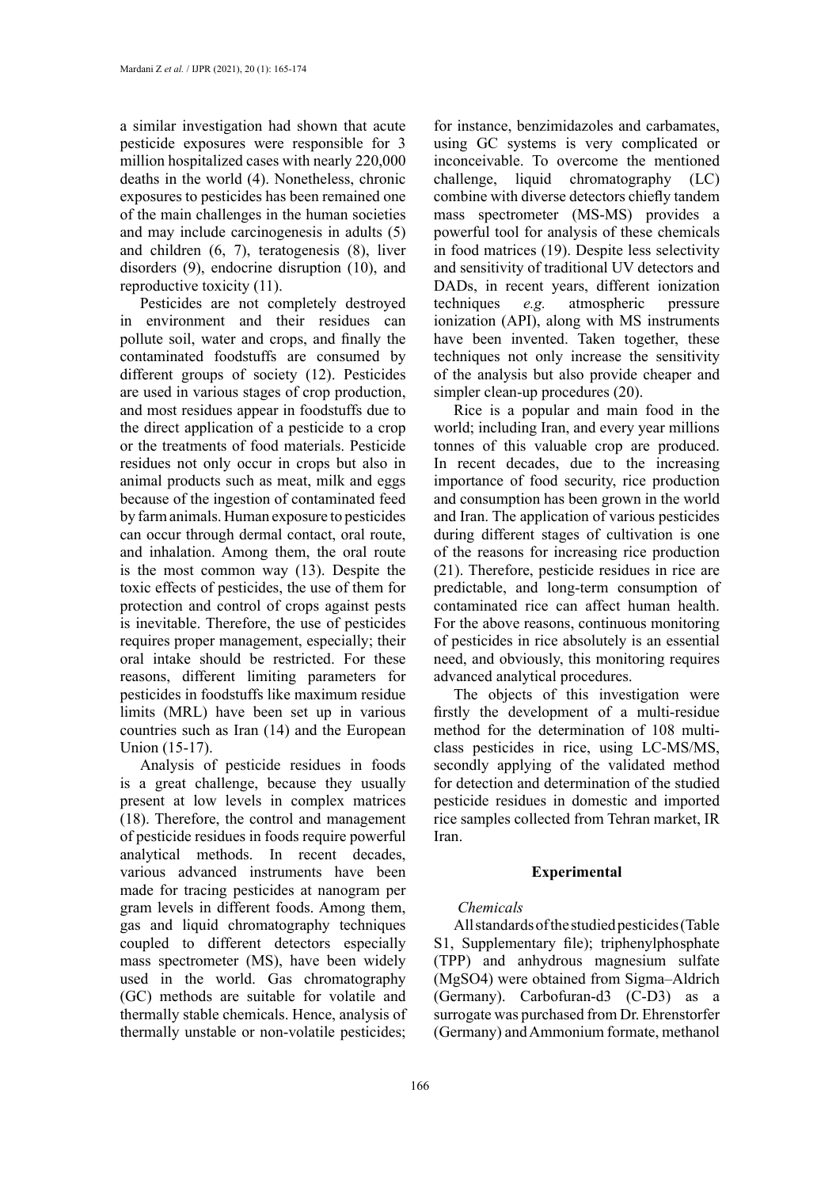a similar investigation had shown that acute pesticide exposures were responsible for 3 million hospitalized cases with nearly 220,000 deaths in the world (4). Nonetheless, chronic exposures to pesticides has been remained one of the main challenges in the human societies and may include carcinogenesis in adults (5) and children (6, 7), teratogenesis (8), liver disorders (9), endocrine disruption (10), and reproductive toxicity (11).

Pesticides are not completely destroyed in environment and their residues can pollute soil, water and crops, and finally the contaminated foodstuffs are consumed by different groups of society (12). Pesticides are used in various stages of crop production, and most residues appear in foodstuffs due to the direct application of a pesticide to a crop or the treatments of food materials. Pesticide residues not only occur in crops but also in animal products such as meat, milk and eggs because of the ingestion of contaminated feed by farm animals. Human exposure to pesticides can occur through dermal contact, oral route, and inhalation. Among them, the oral route is the most common way (13). Despite the toxic effects of pesticides, the use of them for protection and control of crops against pests is inevitable. Therefore, the use of pesticides requires proper management, especially; their oral intake should be restricted. For these reasons, different limiting parameters for pesticides in foodstuffs like maximum residue limits (MRL) have been set up in various countries such as Iran (14) and the European Union (15-17).

Analysis of pesticide residues in foods is a great challenge, because they usually present at low levels in complex matrices (18). Therefore, the control and management of pesticide residues in foods require powerful analytical methods. In recent decades, various advanced instruments have been made for tracing pesticides at nanogram per gram levels in different foods. Among them, gas and liquid chromatography techniques coupled to different detectors especially mass spectrometer (MS), have been widely used in the world. Gas chromatography (GC) methods are suitable for volatile and thermally stable chemicals. Hence, analysis of thermally unstable or non-volatile pesticides; for instance, benzimidazoles and carbamates, using GC systems is very complicated or inconceivable. To overcome the mentioned challenge, liquid chromatography (LC) combine with diverse detectors chiefly tandem mass spectrometer (MS-MS) provides a powerful tool for analysis of these chemicals in food matrices (19). Despite less selectivity and sensitivity of traditional UV detectors and DADs, in recent years, different ionization techniques *e.g.* atmospheric pressure ionization (API), along with MS instruments have been invented. Taken together, these techniques not only increase the sensitivity of the analysis but also provide cheaper and simpler clean-up procedures (20).

Rice is a popular and main food in the world; including Iran, and every year millions tonnes of this valuable crop are produced. In recent decades, due to the increasing importance of food security, rice production and consumption has been grown in the world and Iran. The application of various pesticides during different stages of cultivation is one of the reasons for increasing rice production (21). Therefore, pesticide residues in rice are predictable, and long-term consumption of contaminated rice can affect human health. For the above reasons, continuous monitoring of pesticides in rice absolutely is an essential need, and obviously, this monitoring requires advanced analytical procedures.

The objects of this investigation were firstly the development of a multi-residue method for the determination of 108 multi-class pesticides in rice, using LC-MS/MS, secondly applying of the validated method for detection and determination of the studied pesticide residues in domestic and imported rice samples collected from Tehran market, IR Iran.

## Experimental

### *Chemicals*

All standards of the studied pesticides (Table S1, Supplementary file); triphenylphosphate (TPP) and anhydrous magnesium sulfate ($MgSO_4$) were obtained from Sigma–Aldrich (Germany). Carbofuran-d3 (C-D3) as a surrogate was purchased from Dr. Ehrenstorfer (Germany) and Ammonium formate, methanol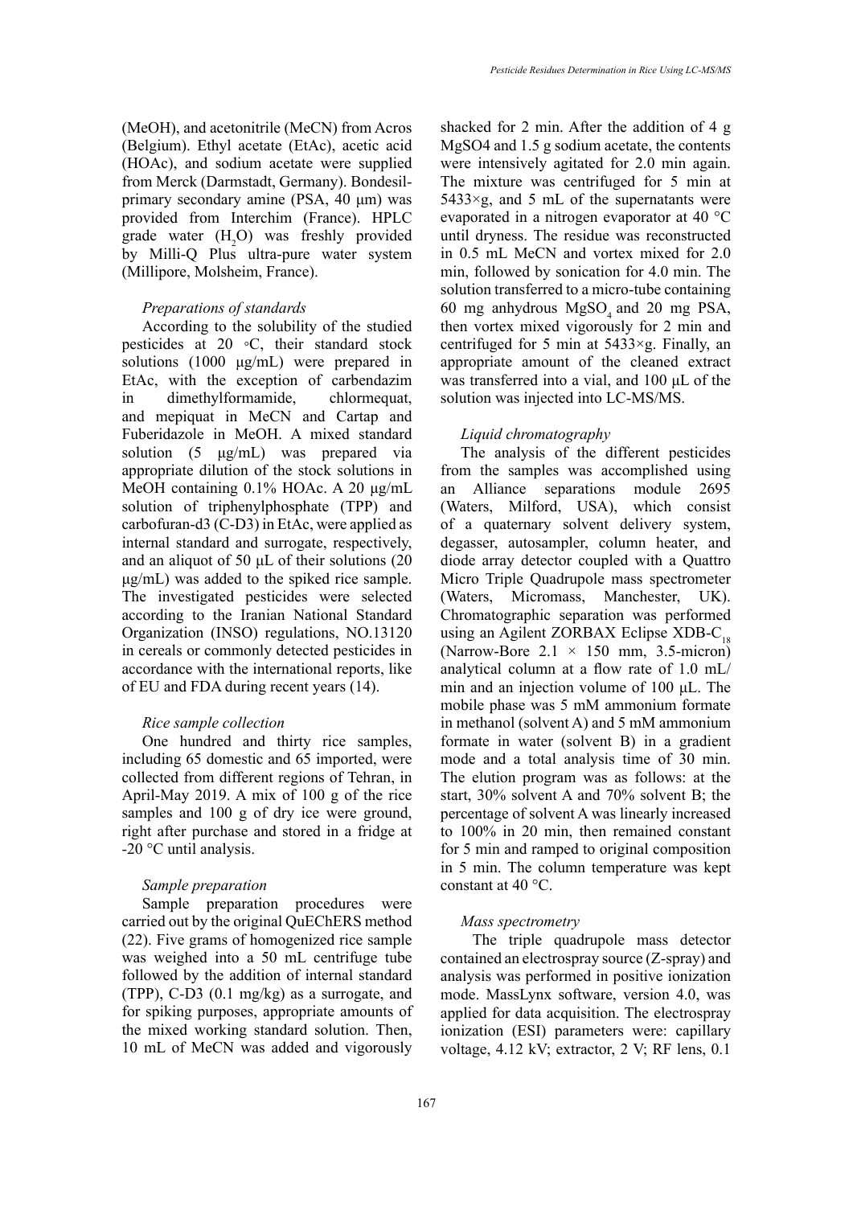(MeOH), and acetonitrile (MeCN) from Acros (Belgium). Ethyl acetate (EtAc), acetic acid (HOAc), and sodium acetate were supplied from Merck (Darmstadt, Germany). Bondesil-primary secondary amine (PSA, 40 µm) was provided from Interchim (France). HPLC grade water ($H_2O$) was freshly provided by Milli-Q Plus ultra-pure water system (Millipore, Molsheim, France).

*Preparations of standards*

According to the solubility of the studied pesticides at 20 ◦C, their standard stock solutions (1000 µg/mL) were prepared in EtAc, with the exception of carbendazim in dimethylformamide, chlormequat, and mepiquat in MeCN and Cartap and Fuberidazole in MeOH. A mixed standard solution (5 µg/mL) was prepared via appropriate dilution of the stock solutions in MeOH containing 0.1% HOAc. A 20 µg/mL solution of triphenylphosphate (TPP) and carbofuran-d3 (C-D3) in EtAc, were applied as internal standard and surrogate, respectively, and an aliquot of 50 µL of their solutions (20 µg/mL) was added to the spiked rice sample. The investigated pesticides were selected according to the Iranian National Standard Organization (INSO) regulations, NO.13120 in cereals or commonly detected pesticides in accordance with the international reports, like of EU and FDA during recent years (14).

*Rice sample collection*

One hundred and thirty rice samples, including 65 domestic and 65 imported, were collected from different regions of Tehran, in April-May 2019. A mix of 100 g of the rice samples and 100 g of dry ice were ground, right after purchase and stored in a fridge at -20 °C until analysis.

*Sample preparation*

Sample preparation procedures were carried out by the original QuEChERS method (22). Five grams of homogenized rice sample was weighed into a 50 mL centrifuge tube followed by the addition of internal standard (TPP), C-D3 (0.1 mg/kg) as a surrogate, and for spiking purposes, appropriate amounts of the mixed working standard solution. Then, 10 mL of MeCN was added and vigorously shacked for 2 min. After the addition of 4 g MgSO4 and 1.5 g sodium acetate, the contents were intensively agitated for 2.0 min again. The mixture was centrifuged for 5 min at 5433×g, and 5 mL of the supernatants were evaporated in a nitrogen evaporator at 40 °C until dryness. The residue was reconstructed in 0.5 mL MeCN and vortex mixed for 2.0 min, followed by sonication for 4.0 min. The solution transferred to a micro-tube containing 60 mg anhydrous $MgSO_4$ and 20 mg PSA, then vortex mixed vigorously for 2 min and centrifuged for 5 min at 5433×g. Finally, an appropriate amount of the cleaned extract was transferred into a vial, and 100 µL of the solution was injected into LC-MS/MS.

*Liquid chromatography*

The analysis of the different pesticides from the samples was accomplished using an Alliance separations module 2695 (Waters, Milford, USA), which consist of a quaternary solvent delivery system, degasser, autosampler, column heater, and diode array detector coupled with a Quattro Micro Triple Quadrupole mass spectrometer (Waters, Micromass, Manchester, UK). Chromatographic separation was performed using an Agilent ZORBAX Eclipse XDB-$C_{18}$ (Narrow-Bore 2.1 × 150 mm, 3.5-micron) analytical column at a flow rate of 1.0 mL/min and an injection volume of 100 µL. The mobile phase was 5 mM ammonium formate in methanol (solvent A) and 5 mM ammonium formate in water (solvent B) in a gradient mode and a total analysis time of 30 min. The elution program was as follows: at the start, 30% solvent A and 70% solvent B; the percentage of solvent A was linearly increased to 100% in 20 min, then remained constant for 5 min and ramped to original composition in 5 min. The column temperature was kept constant at 40 °C.

*Mass spectrometry*

The triple quadrupole mass detector contained an electrospray source (Z-spray) and analysis was performed in positive ionization mode. MassLynx software, version 4.0, was applied for data acquisition. The electrospray ionization (ESI) parameters were: capillary voltage, 4.12 kV; extractor, 2 V; RF lens, 0.1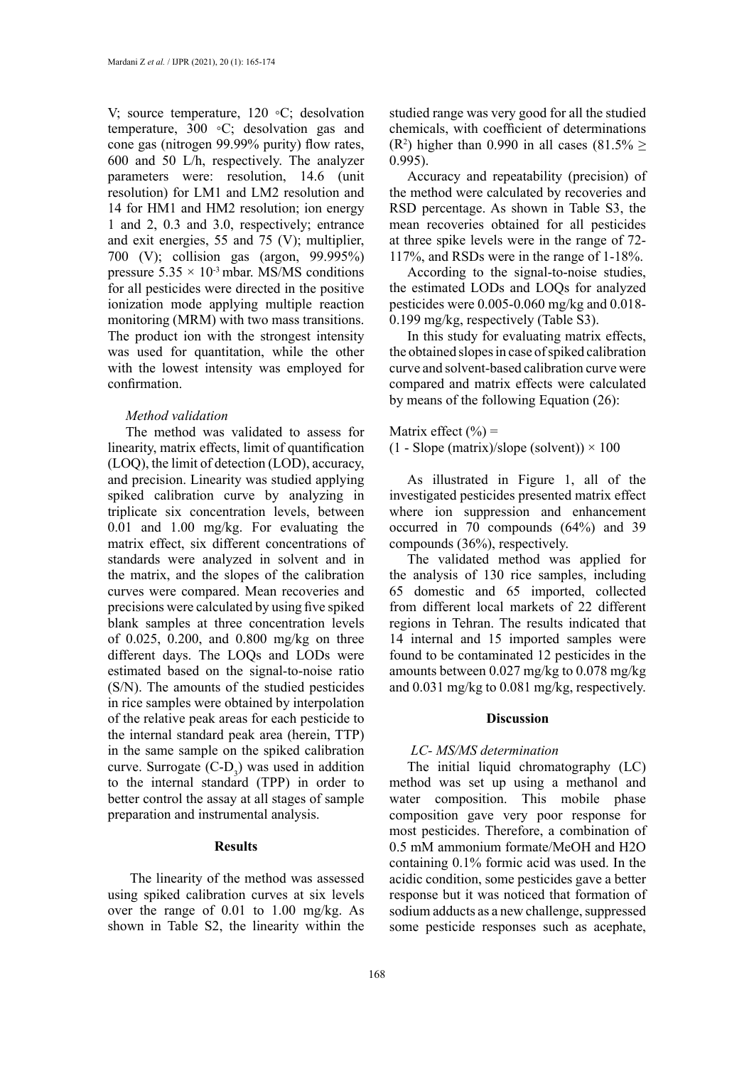V; source temperature, 120 ◦C; desolvation temperature, 300 ◦C; desolvation gas and cone gas (nitrogen 99.99% purity) flow rates, 600 and 50 L/h, respectively. The analyzer parameters were: resolution, 14.6 (unit resolution) for LM1 and LM2 resolution and 14 for HM1 and HM2 resolution; ion energy 1 and 2, 0.3 and 3.0, respectively; entrance and exit energies, 55 and 75 (V); multiplier, 700 (V); collision gas (argon, 99.995%) pressure $5.35 \times 10^{-3}$ mbar. MS/MS conditions for all pesticides were directed in the positive ionization mode applying multiple reaction monitoring (MRM) with two mass transitions. The product ion with the strongest intensity was used for quantitation, while the other with the lowest intensity was employed for confirmation.

*Method validation*

The method was validated to assess for linearity, matrix effects, limit of quantification (LOQ), the limit of detection (LOD), accuracy, and precision. Linearity was studied applying spiked calibration curve by analyzing in triplicate six concentration levels, between 0.01 and 1.00 mg/kg. For evaluating the matrix effect, six different concentrations of standards were analyzed in solvent and in the matrix, and the slopes of the calibration curves were compared. Mean recoveries and precisions were calculated by using five spiked blank samples at three concentration levels of 0.025, 0.200, and 0.800 mg/kg on three different days. The LOQs and LODs were estimated based on the signal-to-noise ratio (S/N). The amounts of the studied pesticides in rice samples were obtained by interpolation of the relative peak areas for each pesticide to the internal standard peak area (herein, TTP) in the same sample on the spiked calibration curve. Surrogate ($C\text{-}D_3$) was used in addition to the internal standard (TPP) in order to better control the assay at all stages of sample preparation and instrumental analysis.

## Results

The linearity of the method was assessed using spiked calibration curves at six levels over the range of 0.01 to 1.00 mg/kg. As shown in Table S2, the linearity within the studied range was very good for all the studied chemicals, with coefficient of determinations ($R^2$) higher than 0.990 in all cases (81.5% $\geq$ 0.995).

Accuracy and repeatability (precision) of the method were calculated by recoveries and RSD percentage. As shown in Table S3, the mean recoveries obtained for all pesticides at three spike levels were in the range of 72-117%, and RSDs were in the range of 1-18%.

According to the signal-to-noise studies, the estimated LODs and LOQs for analyzed pesticides were 0.005-0.060 mg/kg and 0.018-0.199 mg/kg, respectively (Table S3).

In this study for evaluating matrix effects, the obtained slopes in case of spiked calibration curve and solvent-based calibration curve were compared and matrix effects were calculated by means of the following Equation (26):

$$\text{Matrix effect (\%)} = (1 - \text{Slope (matrix)}/\text{slope (solvent)}) \times 100$$

As illustrated in Figure 1, all of the investigated pesticides presented matrix effect where ion suppression and enhancement occurred in 70 compounds (64%) and 39 compounds (36%), respectively.

The validated method was applied for the analysis of 130 rice samples, including 65 domestic and 65 imported, collected from different local markets of 22 different regions in Tehran. The results indicated that 14 internal and 15 imported samples were found to be contaminated 12 pesticides in the amounts between 0.027 mg/kg to 0.078 mg/kg and 0.031 mg/kg to 0.081 mg/kg, respectively.

## Discussion

*LC- MS/MS determination*

The initial liquid chromatography (LC) method was set up using a methanol and water composition. This mobile phase composition gave very poor response for most pesticides. Therefore, a combination of 0.5 mM ammonium formate/MeOH and H2O containing 0.1% formic acid was used. In the acidic condition, some pesticides gave a better response but it was noticed that formation of sodium adducts as a new challenge, suppressed some pesticide responses such as acephate,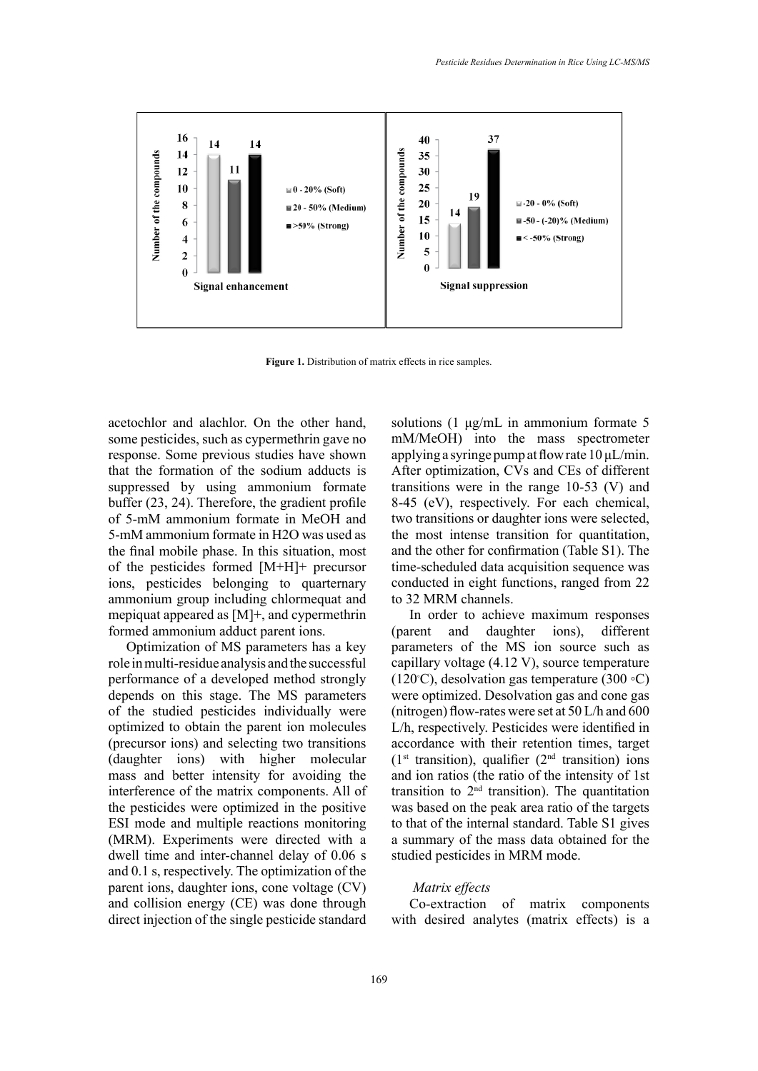**Figure 1.** Distribution of matrix effects in rice samples.

acetochlor and alachlor. On the other hand, some pesticides, such as cypermethrin gave no response. Some previous studies have shown that the formation of the sodium adducts is suppressed by using ammonium formate buffer (23, 24). Therefore, the gradient profile of 5-mM ammonium formate in MeOH and 5-mM ammonium formate in H2O was used as the final mobile phase. In this situation, most of the pesticides formed [M+H]+ precursor ions, pesticides belonging to quarternary ammonium group including chlormequat and mepiquat appeared as [M]+, and cypermethrin formed ammonium adduct parent ions.

Optimization of MS parameters has a key role in multi-residue analysis and the successful performance of a developed method strongly depends on this stage. The MS parameters of the studied pesticides individually were optimized to obtain the parent ion molecules (precursor ions) and selecting two transitions (daughter ions) with higher molecular mass and better intensity for avoiding the interference of the matrix components. All of the pesticides were optimized in the positive ESI mode and multiple reactions monitoring (MRM). Experiments were directed with a dwell time and inter-channel delay of 0.06 s and 0.1 s, respectively. The optimization of the parent ions, daughter ions, cone voltage (CV) and collision energy (CE) was done through direct injection of the single pesticide standard solutions (1 µg/mL in ammonium formate 5 mM/MeOH) into the mass spectrometer applying a syringe pump at flow rate 10 µL/min. After optimization, CVs and CEs of different transitions were in the range 10-53 (V) and 8-45 (eV), respectively. For each chemical, two transitions or daughter ions were selected, the most intense transition for quantitation, and the other for confirmation (Table S1). The time-scheduled data acquisition sequence was conducted in eight functions, ranged from 22 to 32 MRM channels.

In order to achieve maximum responses (parent and daughter ions), different parameters of the MS ion source such as capillary voltage (4.12 V), source temperature (120°C), desolvation gas temperature (300 °C) were optimized. Desolvation gas and cone gas (nitrogen) flow-rates were set at 50 L/h and 600 L/h, respectively. Pesticides were identified in accordance with their retention times, target (1st transition), qualifier (2nd transition) ions and ion ratios (the ratio of the intensity of 1st transition to 2nd transition). The quantitation was based on the peak area ratio of the targets to that of the internal standard. Table S1 gives a summary of the mass data obtained for the studied pesticides in MRM mode.

### *Matrix effects*

Co-extraction of matrix components with desired analytes (matrix effects) is a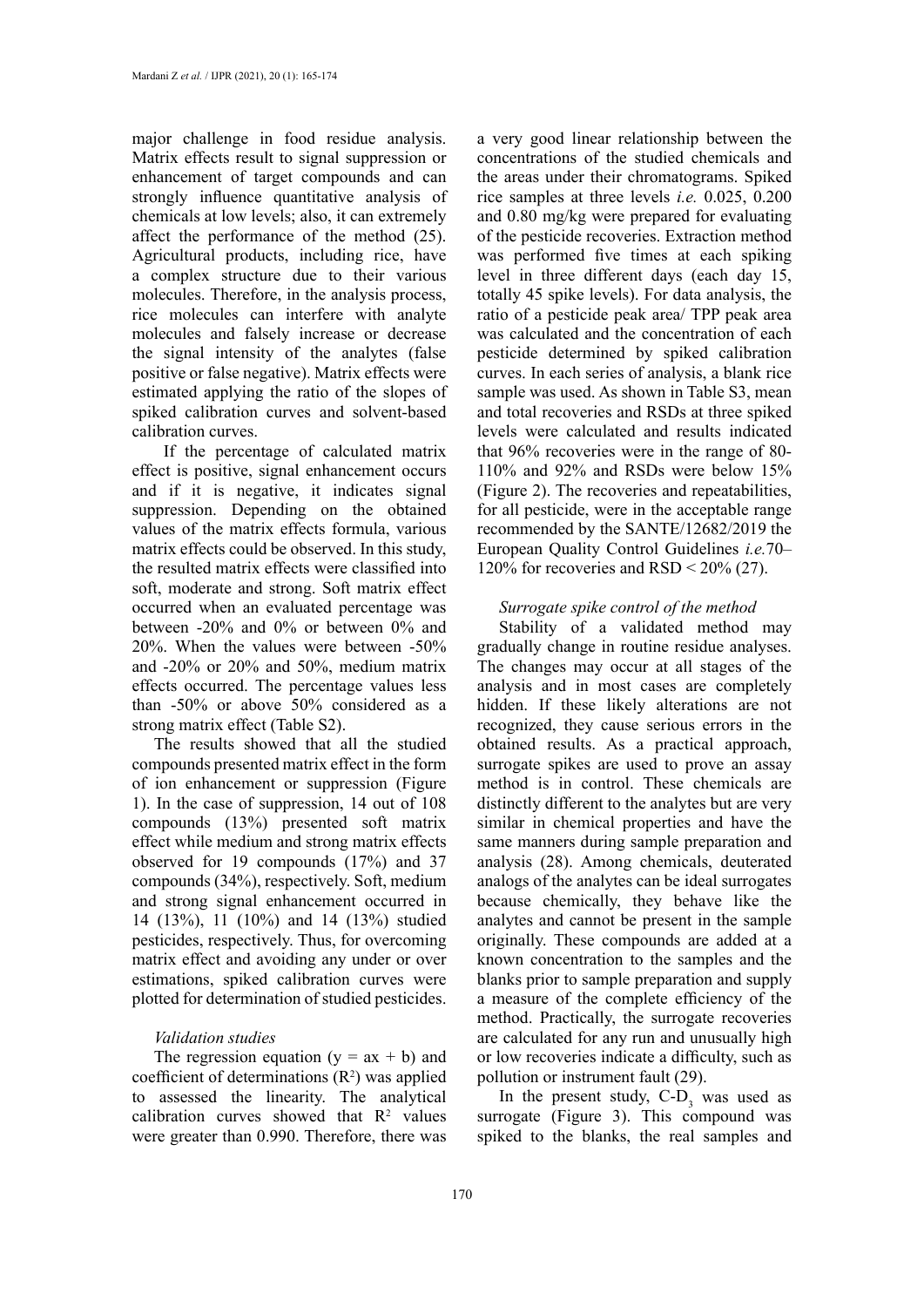major challenge in food residue analysis. Matrix effects result to signal suppression or enhancement of target compounds and can strongly influence quantitative analysis of chemicals at low levels; also, it can extremely affect the performance of the method (25). Agricultural products, including rice, have a complex structure due to their various molecules. Therefore, in the analysis process, rice molecules can interfere with analyte molecules and falsely increase or decrease the signal intensity of the analytes (false positive or false negative). Matrix effects were estimated applying the ratio of the slopes of spiked calibration curves and solvent-based calibration curves.

If the percentage of calculated matrix effect is positive, signal enhancement occurs and if it is negative, it indicates signal suppression. Depending on the obtained values of the matrix effects formula, various matrix effects could be observed. In this study, the resulted matrix effects were classified into soft, moderate and strong. Soft matrix effect occurred when an evaluated percentage was between -20% and 0% or between 0% and 20%. When the values were between -50% and -20% or 20% and 50%, medium matrix effects occurred. The percentage values less than -50% or above 50% considered as a strong matrix effect (Table S2).

The results showed that all the studied compounds presented matrix effect in the form of ion enhancement or suppression (Figure 1). In the case of suppression, 14 out of 108 compounds (13%) presented soft matrix effect while medium and strong matrix effects observed for 19 compounds (17%) and 37 compounds (34%), respectively. Soft, medium and strong signal enhancement occurred in 14 (13%), 11 (10%) and 14 (13%) studied pesticides, respectively. Thus, for overcoming matrix effect and avoiding any under or over estimations, spiked calibration curves were plotted for determination of studied pesticides.

### *Validation studies*

The regression equation ($y = ax + b$) and coefficient of determinations ($R^2$) was applied to assessed the linearity. The analytical calibration curves showed that $R^2$ values were greater than 0.990. Therefore, there was a very good linear relationship between the concentrations of the studied chemicals and the areas under their chromatograms. Spiked rice samples at three levels *i.e.* 0.025, 0.200 and 0.80 mg/kg were prepared for evaluating of the pesticide recoveries. Extraction method was performed five times at each spiking level in three different days (each day 15, totally 45 spike levels). For data analysis, the ratio of a pesticide peak area/ TPP peak area was calculated and the concentration of each pesticide determined by spiked calibration curves. In each series of analysis, a blank rice sample was used. As shown in Table S3, mean and total recoveries and RSDs at three spiked levels were calculated and results indicated that 96% recoveries were in the range of 80-110% and 92% and RSDs were below 15% (Figure 2). The recoveries and repeatabilities, for all pesticide, were in the acceptable range recommended by the SANTE/12682/2019 the European Quality Control Guidelines *i.e.*70–120% for recoveries and RSD < 20% (27).

### *Surrogate spike control of the method*

Stability of a validated method may gradually change in routine residue analyses. The changes may occur at all stages of the analysis and in most cases are completely hidden. If these likely alterations are not recognized, they cause serious errors in the obtained results. As a practical approach, surrogate spikes are used to prove an assay method is in control. These chemicals are distinctly different to the analytes but are very similar in chemical properties and have the same manners during sample preparation and analysis (28). Among chemicals, deuterated analogs of the analytes can be ideal surrogates because chemically, they behave like the analytes and cannot be present in the sample originally. These compounds are added at a known concentration to the samples and the blanks prior to sample preparation and supply a measure of the complete efficiency of the method. Practically, the surrogate recoveries are calculated for any run and unusually high or low recoveries indicate a difficulty, such as pollution or instrument fault (29).

In the present study, C-$D_3$ was used as surrogate (Figure 3). This compound was spiked to the blanks, the real samples and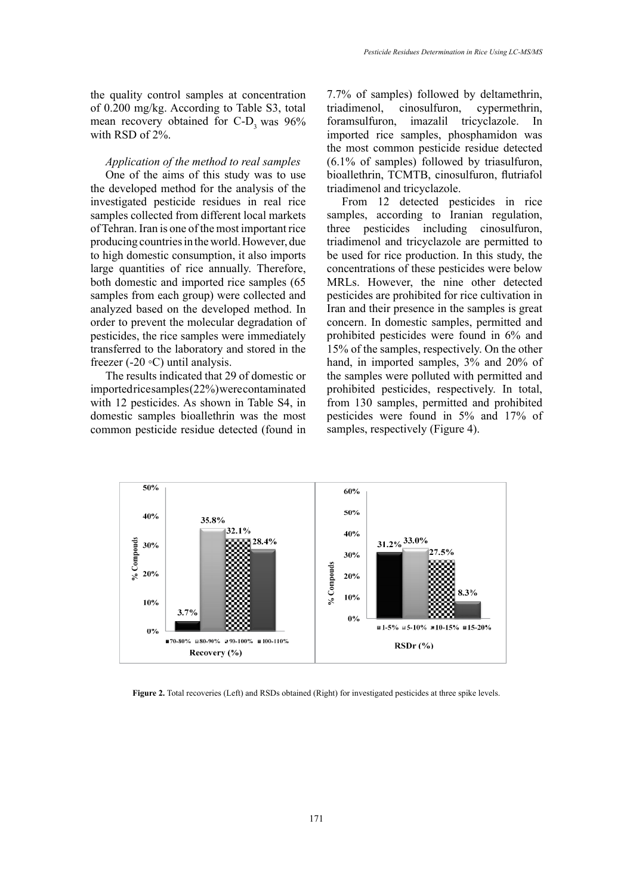the quality control samples at concentration of 0.200 mg/kg. According to Table S3, total mean recovery obtained for C-$D_3$ was 96% with RSD of 2%.

*Application of the method to real samples*

One of the aims of this study was to use the developed method for the analysis of the investigated pesticide residues in real rice samples collected from different local markets of Tehran. Iran is one of the most important rice producing countries in the world. However, due to high domestic consumption, it also imports large quantities of rice annually. Therefore, both domestic and imported rice samples (65 samples from each group) were collected and analyzed based on the developed method. In order to prevent the molecular degradation of pesticides, the rice samples were immediately transferred to the laboratory and stored in the freezer (-20 ◦C) until analysis.

The results indicated that 29 of domestic or imported rice samples (22%) were contaminated with 12 pesticides. As shown in Table S4, in domestic samples bioallethrin was the most common pesticide residue detected (found in 7.7% of samples) followed by deltamethrin, triadimenol, cinosulfuron, cypermethrin, foramsulfuron, imazalil tricyclazole. In imported rice samples, phosphamidon was the most common pesticide residue detected (6.1% of samples) followed by triasulfuron, bioallethrin, TCMTB, cinosulfuron, flutriafol triadimenol and tricyclazole.

From 12 detected pesticides in rice samples, according to Iranian regulation, three pesticides including cinosulfuron, triadimenol and tricyclazole are permitted to be used for rice production. In this study, the concentrations of these pesticides were below MRLs. However, the nine other detected pesticides are prohibited for rice cultivation in Iran and their presence in the samples is great concern. In domestic samples, permitted and prohibited pesticides were found in 6% and 15% of the samples, respectively. On the other hand, in imported samples, 3% and 20% of the samples were polluted with permitted and prohibited pesticides, respectively. In total, from 130 samples, permitted and prohibited pesticides were found in 5% and 17% of samples, respectively (Figure 4).

**Figure 2.** Total recoveries (Left) and RSDs obtained (Right) for investigated pesticides at three spike levels.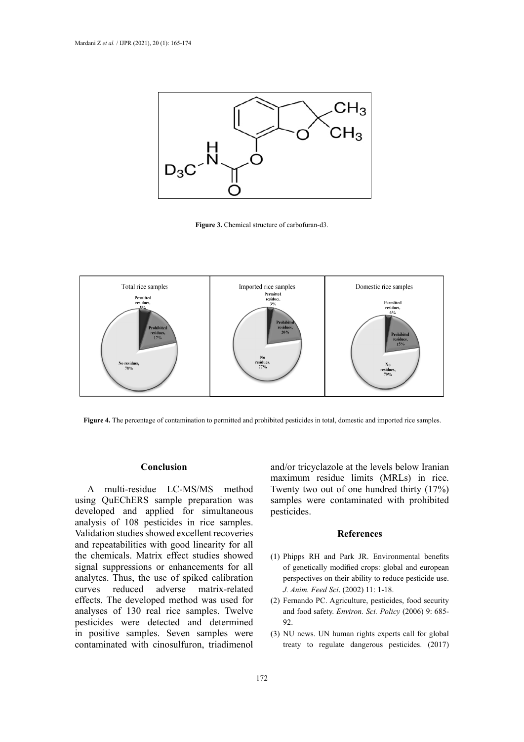**Figure 3.** Chemical structure of carbofuran-d3.

**Figure 4.** The percentage of contamination to permitted and prohibited pesticides in total, domestic and imported rice samples.

## Conclusion

A multi-residue LC-MS/MS method using QuEChERS sample preparation was developed and applied for simultaneous analysis of 108 pesticides in rice samples. Validation studies showed excellent recoveries and repeatabilities with good linearity for all the chemicals. Matrix effect studies showed signal suppressions or enhancements for all analytes. Thus, the use of spiked calibration curves reduced adverse matrix-related effects. The developed method was used for analyses of 130 real rice samples. Twelve pesticides were detected and determined in positive samples. Seven samples were contaminated with cinosulfuron, triadimenol and/or tricyclazole at the levels below Iranian maximum residue limits (MRLs) in rice. Twenty two out of one hundred thirty (17%) samples were contaminated with prohibited pesticides.

## References

(1) Phipps RH and Park JR. Environmental benefits of genetically modified crops: global and european perspectives on their ability to reduce pesticide use. *J. Anim. Feed Sci*. (2002) 11: 1-18.

(2) Fernando PC. Agriculture, pesticides, food security and food safety. *Environ. Sci. Policy* (2006) 9: 685-92.

(3) NU news. UN human rights experts call for global treaty to regulate dangerous pesticides. (2017)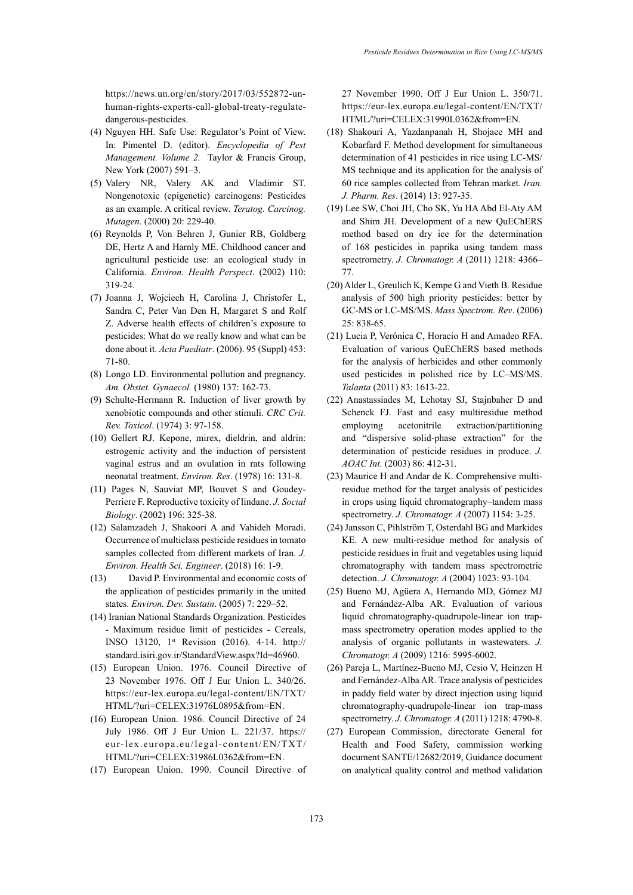https://news.un.org/en/story/2017/03/552872-un-human-rights-experts-call-global-treaty-regulate-dangerous-pesticides.

(4) Nguyen HH. Safe Use: Regulator's Point of View. In: Pimentel D. (editor). *Encyclopedia of Pest Management. Volume 2.* Taylor & Francis Group, New York (2007) 591–3.

(5) Valery NR, Valery AK and Vladimir ST. Nongenotoxic (epigenetic) carcinogens: Pesticides as an example. A critical review. *Teratog. Carcinog. Mutagen*. (2000) 20: 229-40.

(6) Reynolds P, Von Behren J, Gunier RB, Goldberg DE, Hertz A and Harnly ME. Childhood cancer and agricultural pesticide use: an ecological study in California. *Environ. Health Perspect*. (2002) 110: 319-24.

(7) Joanna J, Wojciech H, Carolina J, Christofer L, Sandra C, Peter Van Den H, Margaret S and Rolf Z. Adverse health effects of children's exposure to pesticides: What do we really know and what can be done about it. *Acta Paediatr*. (2006). 95 (Suppl) 453: 71-80.

(8) Longo LD. Environmental pollution and pregnancy. *Am. Obstet. Gynaecol.* (1980) 137: 162-73.

(9) Schulte-Hermann R. Induction of liver growth by xenobiotic compounds and other stimuli. *CRC Crit. Rev. Toxicol*. (1974) 3: 97-158.

(10) Gellert RJ. Kepone, mirex, dieldrin, and aldrin: estrogenic activity and the induction of persistent vaginal estrus and an ovulation in rats following neonatal treatment. *Environ. Res*. (1978) 16: 131-8.

(11) Pages N, Sauviat MP, Bouvet S and Goudey-Perriere F. Reproductive toxicity of lindane. *J. Social Biology*. (2002) 196: 325-38.

(12) Salamzadeh J, Shakoori A and Vahideh Moradi. Occurrence of multiclass pesticide residues in tomato samples collected from different markets of Iran. *J. Environ. Health Sci. Engineer*. (2018) 16: 1-9.

(13) David P. Environmental and economic costs of the application of pesticides primarily in the united states. *Environ. Dev. Sustain*. (2005) 7: 229–52.

(14) Iranian National Standards Organization. Pesticides - Maximum residue limit of pesticides - Cereals, INSO 13120, 1st Revision (2016). 4-14. http://standard.isiri.gov.ir/StandardView.aspx?Id=46960.

(15) European Union. 1976. Council Directive of 23 November 1976. Off J Eur Union L. 340/26. https://eur-lex.europa.eu/legal-content/EN/TXT/HTML/?uri=CELEX:31976L0895&from=EN.

(16) European Union. 1986. Council Directive of 24 July 1986. Off J Eur Union L. 221/37. https://eur-lex.europa.eu/legal-content/EN/TXT/HTML/?uri=CELEX:31986L0362&from=EN.

(17) European Union. 1990. Council Directive of 27 November 1990. Off J Eur Union L. 350/71. https://eur-lex.europa.eu/legal-content/EN/TXT/HTML/?uri=CELEX:31990L0362&from=EN.

(18) Shakouri A, Yazdanpanah H, Shojaee MH and Kobarfard F. Method development for simultaneous determination of 41 pesticides in rice using LC-MS/MS technique and its application for the analysis of 60 rice samples collected from Tehran market. *Iran. J. Pharm. Res*. (2014) 13: 927-35.

(19) Lee SW, Choi JH, Cho SK, Yu HA Abd El-Aty AM and Shim JH. Development of a new QuEChERS method based on dry ice for the determination of 168 pesticides in paprika using tandem mass spectrometry. *J. Chromatogr. A* (2011) 1218: 4366–77.

(20) Alder L, Greulich K, Kempe G and Vieth B. Residue analysis of 500 high priority pesticides: better by GC-MS or LC-MS/MS. *Mass Spectrom. Rev*. (2006) 25: 838-65.

(21) Lucia P, Verónica C, Horacio H and Amadeo RFA. Evaluation of various QuEChERS based methods for the analysis of herbicides and other commonly used pesticides in polished rice by LC–MS/MS. *Talanta* (2011) 83: 1613-22.

(22) Anastassiades M, Lehotay SJ, Stajnbaher D and Schenck FJ. Fast and easy multiresidue method employing acetonitrile extraction/partitioning and "dispersive solid-phase extraction" for the determination of pesticide residues in produce. *J. AOAC Int.* (2003) 86: 412-31.

(23) Maurice H and Andar de K. Comprehensive multi-residue method for the target analysis of pesticides in crops using liquid chromatography–tandem mass spectrometry. *J. Chromatogr. A* (2007) 1154: 3-25.

(24) Jansson C, Pihlström T, Osterdahl BG and Markides KE. A new multi-residue method for analysis of pesticide residues in fruit and vegetables using liquid chromatography with tandem mass spectrometric detection. *J. Chromatogr. A* (2004) 1023: 93-104.

(25) Bueno MJ, Agüera A, Hernando MD, Gómez MJ and Fernández-Alba AR. Evaluation of various liquid chromatography-quadrupole-linear ion trap-mass spectrometry operation modes applied to the analysis of organic pollutants in wastewaters. *J. Chromatogr. A* (2009) 1216: 5995-6002.

(26) Pareja L, Martínez-Bueno MJ, Cesio V, Heinzen H and Fernández-Alba AR. Trace analysis of pesticides in paddy field water by direct injection using liquid chromatography-quadrupole-linear ion trap-mass spectrometry. *J. Chromatogr. A* (2011) 1218: 4790-8.

(27) European Commission, directorate General for Health and Food Safety, commission working document SANTE/12682/2019, Guidance document on analytical quality control and method validation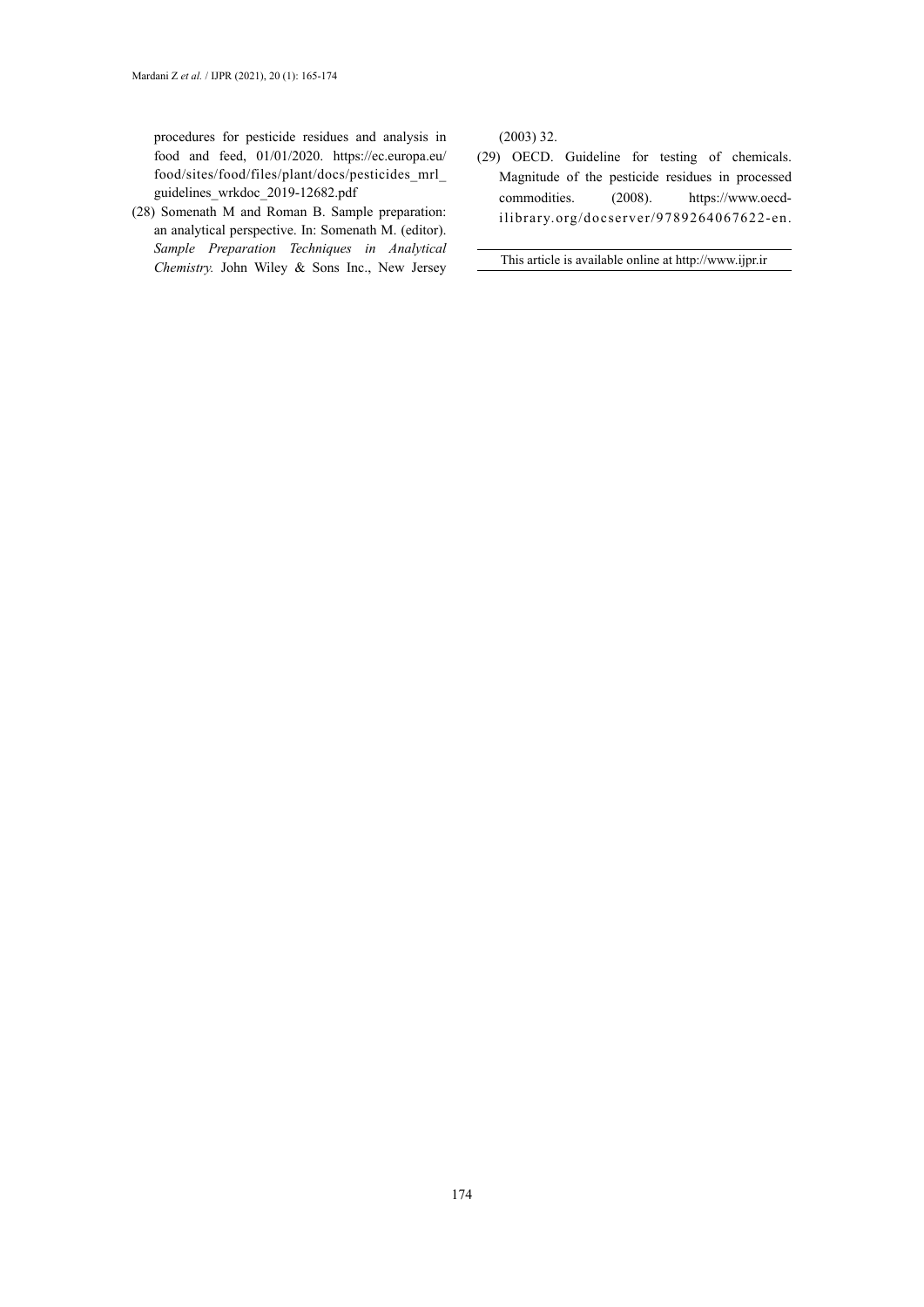procedures for pesticide residues and analysis in food and feed, 01/01/2020. https://ec.europa.eu/food/sites/food/files/plant/docs/pesticides_mrl_guidelines_wrkdoc_2019-12682.pdf

(28) Somenath M and Roman B. Sample preparation: an analytical perspective. In: Somenath M. (editor). *Sample Preparation Techniques in Analytical Chemistry.* John Wiley & Sons Inc., New Jersey (2003) 32.

(29) OECD. Guideline for testing of chemicals. Magnitude of the pesticide residues in processed commodities. (2008). https://www.oecd-ilibrary.org/docserver/9789264067622-en.

---

This article is available online at http://www.ijpr.ir